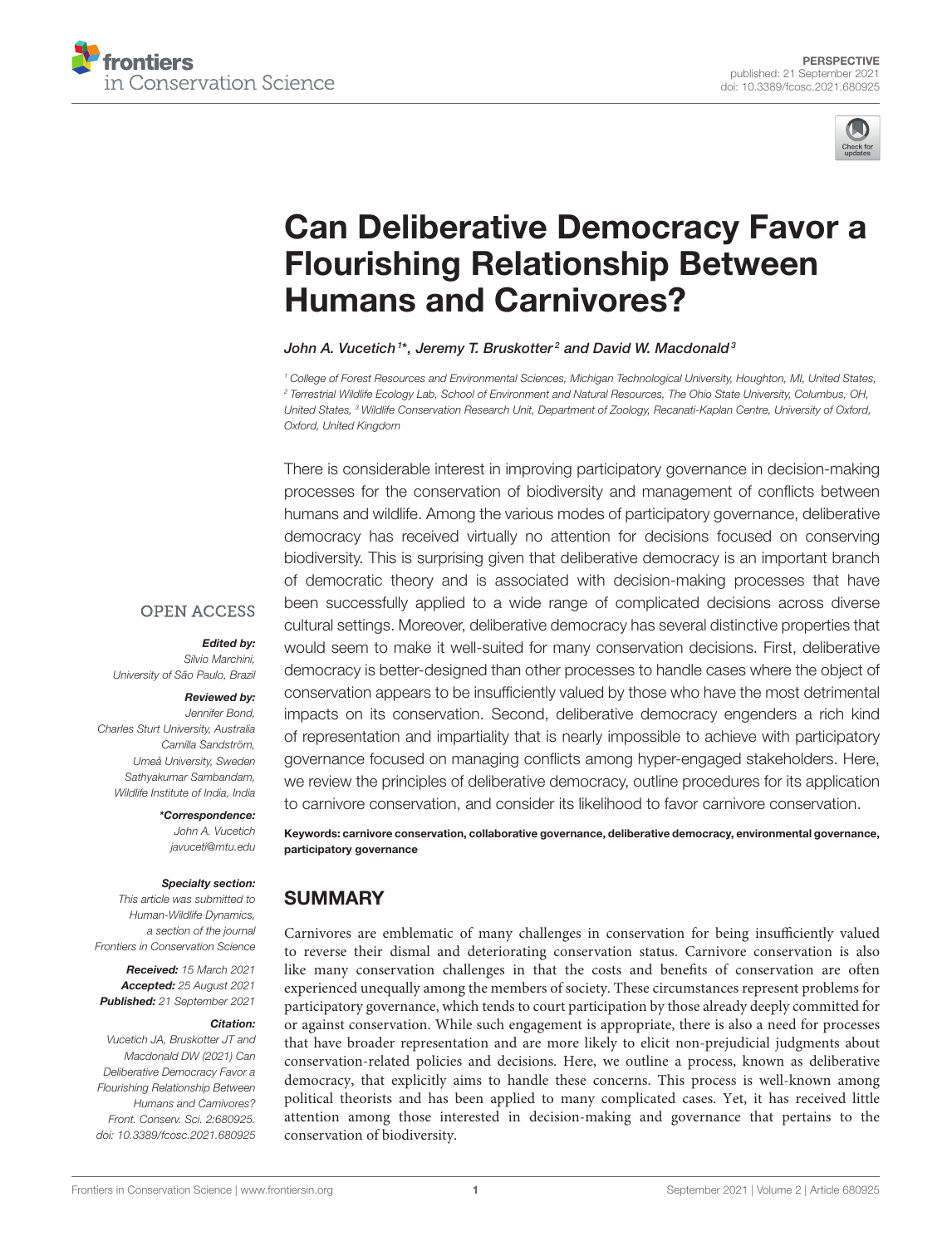PERSPECTIVE
published: 21 September 2021
doi: 10.3389/fcosc.2021.680925

# Can Deliberative Democracy Favor a Flourishing Relationship Between Humans and Carnivores?

*John A. Vucetich[1]\*, Jeremy T. Bruskotter[2] and David W. Macdonald[3]*

[1] College of Forest Resources and Environmental Sciences, Michigan Technological University, Houghton, MI, United States, [2] Terrestrial Wildlife Ecology Lab, School of Environment and Natural Resources, The Ohio State University, Columbus, OH, United States, [3] Wildlife Conservation Research Unit, Department of Zoology, Recanati-Kaplan Centre, University of Oxford, Oxford, United Kingdom

OPEN ACCESS

***Edited by:***
*Silvio Marchini,*
*University of São Paulo, Brazil*

***Reviewed by:***
*Jennifer Bond,*
*Charles Sturt University, Australia*
*Camilla Sandström,*
*Umeå University, Sweden*
*Sathyakumar Sambandam,*
*Wildlife Institute of India, India*

***\*Correspondence:***
*John A. Vucetich*
*javuceti@mtu.edu*

***Specialty section:***
*This article was submitted to Human-Wildlife Dynamics, a section of the journal Frontiers in Conservation Science*

***Received:*** *15 March 2021*
***Accepted:*** *25 August 2021*
***Published:*** *21 September 2021*

***Citation:***
*Vucetich JA, Bruskotter JT and Macdonald DW (2021) Can Deliberative Democracy Favor a Flourishing Relationship Between Humans and Carnivores? Front. Conserv. Sci. 2:680925. doi: 10.3389/fcosc.2021.680925*

There is considerable interest in improving participatory governance in decision-making processes for the conservation of biodiversity and management of conflicts between humans and wildlife. Among the various modes of participatory governance, deliberative democracy has received virtually no attention for decisions focused on conserving biodiversity. This is surprising given that deliberative democracy is an important branch of democratic theory and is associated with decision-making processes that have been successfully applied to a wide range of complicated decisions across diverse cultural settings. Moreover, deliberative democracy has several distinctive properties that would seem to make it well-suited for many conservation decisions. First, deliberative democracy is better-designed than other processes to handle cases where the object of conservation appears to be insufficiently valued by those who have the most detrimental impacts on its conservation. Second, deliberative democracy engenders a rich kind of representation and impartiality that is nearly impossible to achieve with participatory governance focused on managing conflicts among hyper-engaged stakeholders. Here, we review the principles of deliberative democracy, outline procedures for its application to carnivore conservation, and consider its likelihood to favor carnivore conservation.

**Keywords: carnivore conservation, collaborative governance, deliberative democracy, environmental governance, participatory governance**

## SUMMARY

Carnivores are emblematic of many challenges in conservation for being insufficiently valued to reverse their dismal and deteriorating conservation status. Carnivore conservation is also like many conservation challenges in that the costs and benefits of conservation are often experienced unequally among the members of society. These circumstances represent problems for participatory governance, which tends to court participation by those already deeply committed for or against conservation. While such engagement is appropriate, there is also a need for processes that have broader representation and are more likely to elicit non-prejudicial judgments about conservation-related policies and decisions. Here, we outline a process, known as deliberative democracy, that explicitly aims to handle these concerns. This process is well-known among political theorists and has been applied to many complicated cases. Yet, it has received little attention among those interested in decision-making and governance that pertains to the conservation of biodiversity.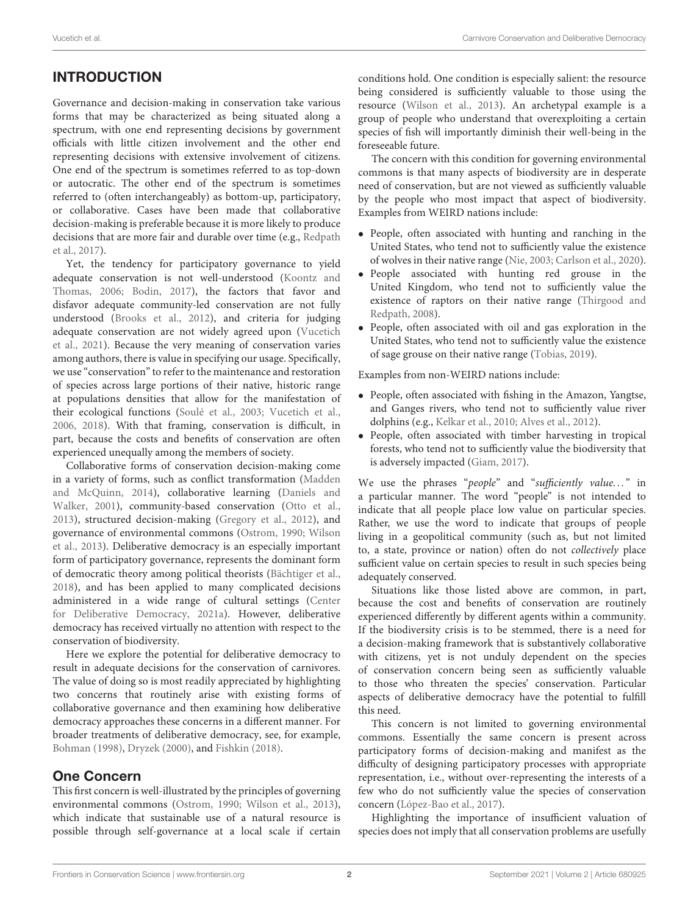## INTRODUCTION

Governance and decision-making in conservation take various forms that may be characterized as being situated along a spectrum, with one end representing decisions by government officials with little citizen involvement and the other end representing decisions with extensive involvement of citizens. One end of the spectrum is sometimes referred to as top-down or autocratic. The other end of the spectrum is sometimes referred to (often interchangeably) as bottom-up, participatory, or collaborative. Cases have been made that collaborative decision-making is preferable because it is more likely to produce decisions that are more fair and durable over time (e.g., Redpath et al., 2017).

Yet, the tendency for participatory governance to yield adequate conservation is not well-understood (Koontz and Thomas, 2006; Bodin, 2017), the factors that favor and disfavor adequate community-led conservation are not fully understood (Brooks et al., 2012), and criteria for judging adequate conservation are not widely agreed upon (Vucetich et al., 2021). Because the very meaning of conservation varies among authors, there is value in specifying our usage. Specifically, we use "conservation" to refer to the maintenance and restoration of species across large portions of their native, historic range at populations densities that allow for the manifestation of their ecological functions (Soulé et al., 2003; Vucetich et al., 2006, 2018). With that framing, conservation is difficult, in part, because the costs and benefits of conservation are often experienced unequally among the members of society.

Collaborative forms of conservation decision-making come in a variety of forms, such as conflict transformation (Madden and McQuinn, 2014), collaborative learning (Daniels and Walker, 2001), community-based conservation (Otto et al., 2013), structured decision-making (Gregory et al., 2012), and governance of environmental commons (Ostrom, 1990; Wilson et al., 2013). Deliberative democracy is an especially important form of participatory governance, represents the dominant form of democratic theory among political theorists (Bächtiger et al., 2018), and has been applied to many complicated decisions administered in a wide range of cultural settings (Center for Deliberative Democracy, 2021a). However, deliberative democracy has received virtually no attention with respect to the conservation of biodiversity.

Here we explore the potential for deliberative democracy to result in adequate decisions for the conservation of carnivores. The value of doing so is most readily appreciated by highlighting two concerns that routinely arise with existing forms of collaborative governance and then examining how deliberative democracy approaches these concerns in a different manner. For broader treatments of deliberative democracy, see, for example, Bohman (1998), Dryzek (2000), and Fishkin (2018).

### One Concern

This first concern is well-illustrated by the principles of governing environmental commons (Ostrom, 1990; Wilson et al., 2013), which indicate that sustainable use of a natural resource is possible through self-governance at a local scale if certain conditions hold. One condition is especially salient: the resource being considered is sufficiently valuable to those using the resource (Wilson et al., 2013). An archetypal example is a group of people who understand that overexploiting a certain species of fish will importantly diminish their well-being in the foreseeable future.

The concern with this condition for governing environmental commons is that many aspects of biodiversity are in desperate need of conservation, but are not viewed as sufficiently valuable by the people who most impact that aspect of biodiversity. Examples from WEIRD nations include:

- People, often associated with hunting and ranching in the United States, who tend not to sufficiently value the existence of wolves in their native range (Nie, 2003; Carlson et al., 2020).
- People associated with hunting red grouse in the United Kingdom, who tend not to sufficiently value the existence of raptors on their native range (Thirgood and Redpath, 2008).
- People, often associated with oil and gas exploration in the United States, who tend not to sufficiently value the existence of sage grouse on their native range (Tobias, 2019).

Examples from non-WEIRD nations include:

- People, often associated with fishing in the Amazon, Yangtse, and Ganges rivers, who tend not to sufficiently value river dolphins (e.g., Kelkar et al., 2010; Alves et al., 2012).
- People, often associated with timber harvesting in tropical forests, who tend not to sufficiently value the biodiversity that is adversely impacted (Giam, 2017).

We use the phrases "*people*" and "*sufficiently value...*" in a particular manner. The word "people" is not intended to indicate that all people place low value on particular species. Rather, we use the word to indicate that groups of people living in a geopolitical community (such as, but not limited to, a state, province or nation) often do not *collectively* place sufficient value on certain species to result in such species being adequately conserved.

Situations like those listed above are common, in part, because the cost and benefits of conservation are routinely experienced differently by different agents within a community. If the biodiversity crisis is to be stemmed, there is a need for a decision-making framework that is substantively collaborative with citizens, yet is not unduly dependent on the species of conservation concern being seen as sufficiently valuable to those who threaten the species' conservation. Particular aspects of deliberative democracy have the potential to fulfill this need.

This concern is not limited to governing environmental commons. Essentially the same concern is present across participatory forms of decision-making and manifest as the difficulty of designing participatory processes with appropriate representation, i.e., without over-representing the interests of a few who do not sufficiently value the species of conservation concern (López-Bao et al., 2017).

Highlighting the importance of insufficient valuation of species does not imply that all conservation problems are usefully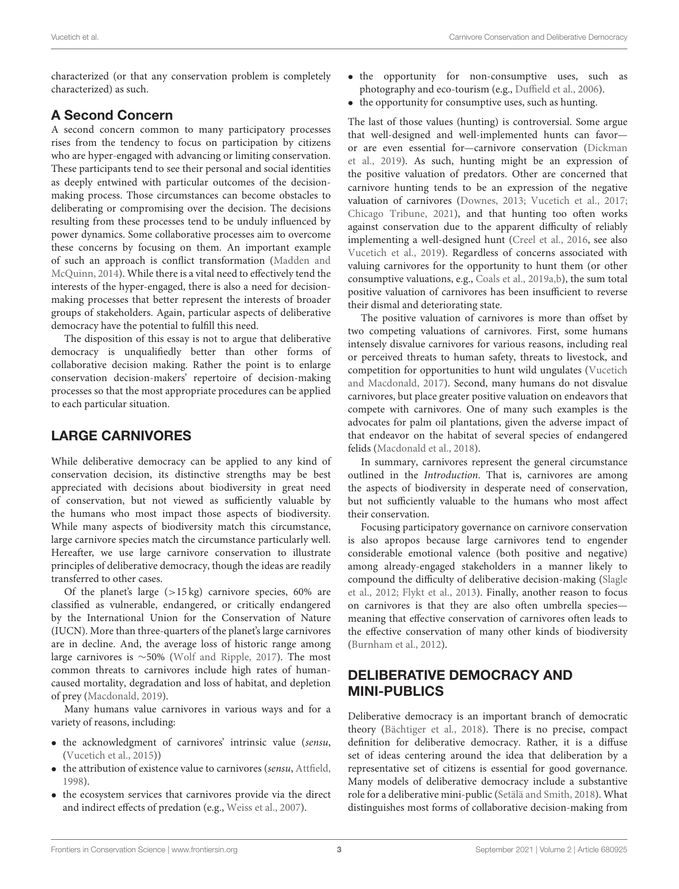characterized (or that any conservation problem is completely characterized) as such.

## A Second Concern

A second concern common to many participatory processes rises from the tendency to focus on participation by citizens who are hyper-engaged with advancing or limiting conservation. These participants tend to see their personal and social identities as deeply entwined with particular outcomes of the decision-making process. Those circumstances can become obstacles to deliberating or compromising over the decision. The decisions resulting from these processes tend to be unduly influenced by power dynamics. Some collaborative processes aim to overcome these concerns by focusing on them. An important example of such an approach is conflict transformation (Madden and McQuinn, 2014). While there is a vital need to effectively tend the interests of the hyper-engaged, there is also a need for decision-making processes that better represent the interests of broader groups of stakeholders. Again, particular aspects of deliberative democracy have the potential to fulfill this need.

The disposition of this essay is not to argue that deliberative democracy is unqualifiedly better than other forms of collaborative decision making. Rather the point is to enlarge conservation decision-makers' repertoire of decision-making processes so that the most appropriate procedures can be applied to each particular situation.

# LARGE CARNIVORES

While deliberative democracy can be applied to any kind of conservation decision, its distinctive strengths may be best appreciated with decisions about biodiversity in great need of conservation, but not viewed as sufficiently valuable by the humans who most impact those aspects of biodiversity. While many aspects of biodiversity match this circumstance, large carnivore species match the circumstance particularly well. Hereafter, we use large carnivore conservation to illustrate principles of deliberative democracy, though the ideas are readily transferred to other cases.

Of the planet's large (>15 kg) carnivore species, 60% are classified as vulnerable, endangered, or critically endangered by the International Union for the Conservation of Nature (IUCN). More than three-quarters of the planet's large carnivores are in decline. And, the average loss of historic range among large carnivores is ~50% (Wolf and Ripple, 2017). The most common threats to carnivores include high rates of human-caused mortality, degradation and loss of habitat, and depletion of prey (Macdonald, 2019).

Many humans value carnivores in various ways and for a variety of reasons, including:

- the acknowledgment of carnivores' intrinsic value (*sensu*, (Vucetich et al., 2015))
- the attribution of existence value to carnivores (*sensu*, Attfield, 1998).
- the ecosystem services that carnivores provide via the direct and indirect effects of predation (e.g., Weiss et al., 2007).
- the opportunity for non-consumptive uses, such as photography and eco-tourism (e.g., Duffield et al., 2006).
- the opportunity for consumptive uses, such as hunting.

The last of those values (hunting) is controversial. Some argue that well-designed and well-implemented hunts can favor—or are even essential for—carnivore conservation (Dickman et al., 2019). As such, hunting might be an expression of the positive valuation of predators. Other are concerned that carnivore hunting tends to be an expression of the negative valuation of carnivores (Downes, 2013; Vucetich et al., 2017; Chicago Tribune, 2021), and that hunting too often works against conservation due to the apparent difficulty of reliably implementing a well-designed hunt (Creel et al., 2016, see also Vucetich et al., 2019). Regardless of concerns associated with valuing carnivores for the opportunity to hunt them (or other consumptive valuations, e.g., Coals et al., 2019a,b), the sum total positive valuation of carnivores has been insufficient to reverse their dismal and deteriorating state.

The positive valuation of carnivores is more than offset by two competing valuations of carnivores. First, some humans intensely disvalue carnivores for various reasons, including real or perceived threats to human safety, threats to livestock, and competition for opportunities to hunt wild ungulates (Vucetich and Macdonald, 2017). Second, many humans do not disvalue carnivores, but place greater positive valuation on endeavors that compete with carnivores. One of many such examples is the advocates for palm oil plantations, given the adverse impact of that endeavor on the habitat of several species of endangered felids (Macdonald et al., 2018).

In summary, carnivores represent the general circumstance outlined in the *Introduction*. That is, carnivores are among the aspects of biodiversity in desperate need of conservation, but not sufficiently valuable to the humans who most affect their conservation.

Focusing participatory governance on carnivore conservation is also apropos because large carnivores tend to engender considerable emotional valence (both positive and negative) among already-engaged stakeholders in a manner likely to compound the difficulty of deliberative decision-making (Slagle et al., 2012; Flykt et al., 2013). Finally, another reason to focus on carnivores is that they are also often umbrella species—meaning that effective conservation of carnivores often leads to the effective conservation of many other kinds of biodiversity (Burnham et al., 2012).

# DELIBERATIVE DEMOCRACY AND MINI-PUBLICS

Deliberative democracy is an important branch of democratic theory (Bächtiger et al., 2018). There is no precise, compact definition for deliberative democracy. Rather, it is a diffuse set of ideas centering around the idea that deliberation by a representative set of citizens is essential for good governance. Many models of deliberative democracy include a substantive role for a deliberative mini-public (Setälä and Smith, 2018). What distinguishes most forms of collaborative decision-making from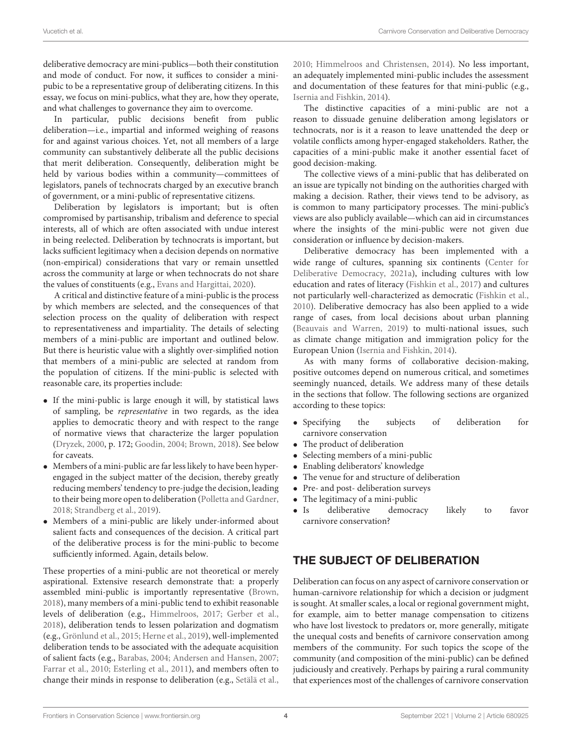deliberative democracy are mini-publics—both their constitution and mode of conduct. For now, it suffices to consider a mini-pubic to be a representative group of deliberating citizens. In this essay, we focus on mini-publics, what they are, how they operate, and what challenges to governance they aim to overcome.

In particular, public decisions benefit from public deliberation—i.e., impartial and informed weighing of reasons for and against various choices. Yet, not all members of a large community can substantively deliberate all the public decisions that merit deliberation. Consequently, deliberation might be held by various bodies within a community—committees of legislators, panels of technocrats charged by an executive branch of government, or a mini-public of representative citizens.

Deliberation by legislators is important; but is often compromised by partisanship, tribalism and deference to special interests, all of which are often associated with undue interest in being reelected. Deliberation by technocrats is important, but lacks sufficient legitimacy when a decision depends on normative (non-empirical) considerations that vary or remain unsettled across the community at large or when technocrats do not share the values of constituents (e.g., Evans and Hargittai, 2020).

A critical and distinctive feature of a mini-public is the process by which members are selected, and the consequences of that selection process on the quality of deliberation with respect to representativeness and impartiality. The details of selecting members of a mini-public are important and outlined below. But there is heuristic value with a slightly over-simplified notion that members of a mini-public are selected at random from the population of citizens. If the mini-public is selected with reasonable care, its properties include:

- If the mini-public is large enough it will, by statistical laws of sampling, be *representative* in two regards, as the idea applies to democratic theory and with respect to the range of normative views that characterize the larger population (Dryzek, 2000, p. 172; Goodin, 2004; Brown, 2018). See below for caveats.
- Members of a mini-public are far less likely to have been hyper-engaged in the subject matter of the decision, thereby greatly reducing members' tendency to pre-judge the decision, leading to their being more open to deliberation (Polletta and Gardner, 2018; Strandberg et al., 2019).
- Members of a mini-public are likely under-informed about salient facts and consequences of the decision. A critical part of the deliberative process is for the mini-public to become sufficiently informed. Again, details below.

These properties of a mini-public are not theoretical or merely aspirational. Extensive research demonstrate that: a properly assembled mini-public is importantly representative (Brown, 2018), many members of a mini-public tend to exhibit reasonable levels of deliberation (e.g., Himmelroos, 2017; Gerber et al., 2018), deliberation tends to lessen polarization and dogmatism (e.g., Grönlund et al., 2015; Herne et al., 2019), well-implemented deliberation tends to be associated with the adequate acquisition of salient facts (e.g., Barabas, 2004; Andersen and Hansen, 2007; Farrar et al., 2010; Esterling et al., 2011), and members often to change their minds in response to deliberation (e.g., Setälä et al., 2010; Himmelroos and Christensen, 2014). No less important, an adequately implemented mini-public includes the assessment and documentation of these features for that mini-public (e.g., Isernia and Fishkin, 2014).

The distinctive capacities of a mini-public are not a reason to dissuade genuine deliberation among legislators or technocrats, nor is it a reason to leave unattended the deep or volatile conflicts among hyper-engaged stakeholders. Rather, the capacities of a mini-public make it another essential facet of good decision-making.

The collective views of a mini-public that has deliberated on an issue are typically not binding on the authorities charged with making a decision. Rather, their views tend to be advisory, as is common to many participatory processes. The mini-public's views are also publicly available—which can aid in circumstances where the insights of the mini-public were not given due consideration or influence by decision-makers.

Deliberative democracy has been implemented with a wide range of cultures, spanning six continents (Center for Deliberative Democracy, 2021a), including cultures with low education and rates of literacy (Fishkin et al., 2017) and cultures not particularly well-characterized as democratic (Fishkin et al., 2010). Deliberative democracy has also been applied to a wide range of cases, from local decisions about urban planning (Beauvais and Warren, 2019) to multi-national issues, such as climate change mitigation and immigration policy for the European Union (Isernia and Fishkin, 2014).

As with many forms of collaborative decision-making, positive outcomes depend on numerous critical, and sometimes seemingly nuanced, details. We address many of these details in the sections that follow. The following sections are organized according to these topics:

- Specifying the subjects of deliberation for carnivore conservation
- The product of deliberation
- Selecting members of a mini-public
- Enabling deliberators' knowledge
- The venue for and structure of deliberation
- Pre- and post- deliberation surveys
- The legitimacy of a mini-public
- Is deliberative democracy likely to favor carnivore conservation?

## THE SUBJECT OF DELIBERATION

Deliberation can focus on any aspect of carnivore conservation or human-carnivore relationship for which a decision or judgment is sought. At smaller scales, a local or regional government might, for example, aim to better manage compensation to citizens who have lost livestock to predators or, more generally, mitigate the unequal costs and benefits of carnivore conservation among members of the community. For such topics the scope of the community (and composition of the mini-public) can be defined judiciously and creatively. Perhaps by pairing a rural community that experiences most of the challenges of carnivore conservation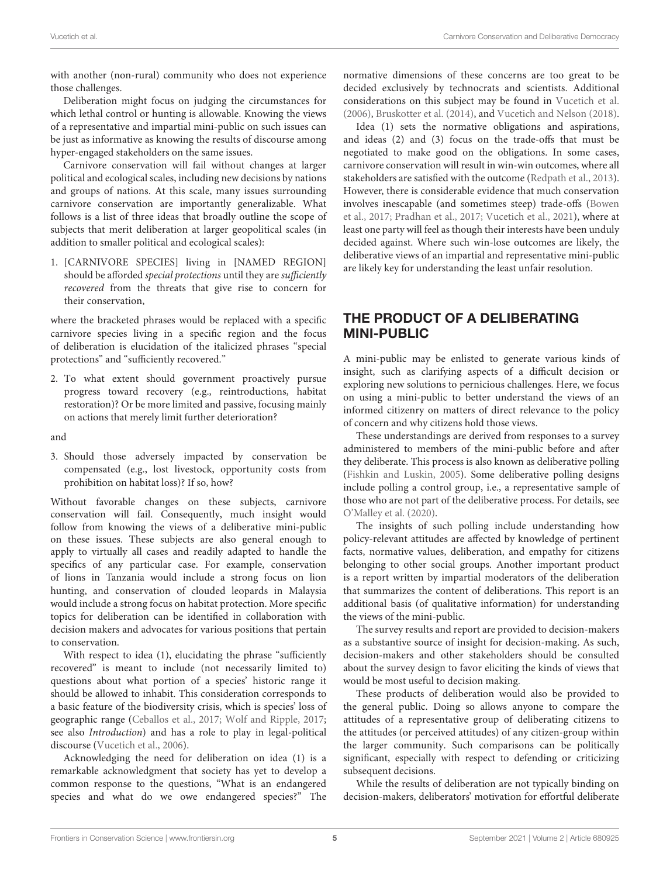with another (non-rural) community who does not experience those challenges.

Deliberation might focus on judging the circumstances for which lethal control or hunting is allowable. Knowing the views of a representative and impartial mini-public on such issues can be just as informative as knowing the results of discourse among hyper-engaged stakeholders on the same issues.

Carnivore conservation will fail without changes at larger political and ecological scales, including new decisions by nations and groups of nations. At this scale, many issues surrounding carnivore conservation are importantly generalizable. What follows is a list of three ideas that broadly outline the scope of subjects that merit deliberation at larger geopolitical scales (in addition to smaller political and ecological scales):

1. [CARNIVORE SPECIES] living in [NAMED REGION] should be afforded *special protections* until they are *sufficiently recovered* from the threats that give rise to concern for their conservation,

where the bracketed phrases would be replaced with a specific carnivore species living in a specific region and the focus of deliberation is elucidation of the italicized phrases "special protections" and "sufficiently recovered."

2. To what extent should government proactively pursue progress toward recovery (e.g., reintroductions, habitat restoration)? Or be more limited and passive, focusing mainly on actions that merely limit further deterioration?

and

3. Should those adversely impacted by conservation be compensated (e.g., lost livestock, opportunity costs from prohibition on habitat loss)? If so, how?

Without favorable changes on these subjects, carnivore conservation will fail. Consequently, much insight would follow from knowing the views of a deliberative mini-public on these issues. These subjects are also general enough to apply to virtually all cases and readily adapted to handle the specifics of any particular case. For example, conservation of lions in Tanzania would include a strong focus on lion hunting, and conservation of clouded leopards in Malaysia would include a strong focus on habitat protection. More specific topics for deliberation can be identified in collaboration with decision makers and advocates for various positions that pertain to conservation.

With respect to idea (1), elucidating the phrase "sufficiently recovered" is meant to include (not necessarily limited to) questions about what portion of a species' historic range it should be allowed to inhabit. This consideration corresponds to a basic feature of the biodiversity crisis, which is species' loss of geographic range (Ceballos et al., 2017; Wolf and Ripple, 2017; see also *Introduction*) and has a role to play in legal-political discourse (Vucetich et al., 2006).

Acknowledging the need for deliberation on idea (1) is a remarkable acknowledgment that society has yet to develop a common response to the questions, "What is an endangered species and what do we owe endangered species?" The normative dimensions of these concerns are too great to be decided exclusively by technocrats and scientists. Additional considerations on this subject may be found in Vucetich et al. (2006), Bruskotter et al. (2014), and Vucetich and Nelson (2018).

Idea (1) sets the normative obligations and aspirations, and ideas (2) and (3) focus on the trade-offs that must be negotiated to make good on the obligations. In some cases, carnivore conservation will result in win-win outcomes, where all stakeholders are satisfied with the outcome (Redpath et al., 2013). However, there is considerable evidence that much conservation involves inescapable (and sometimes steep) trade-offs (Bowen et al., 2017; Pradhan et al., 2017; Vucetich et al., 2021), where at least one party will feel as though their interests have been unduly decided against. Where such win-lose outcomes are likely, the deliberative views of an impartial and representative mini-public are likely key for understanding the least unfair resolution.

## THE PRODUCT OF A DELIBERATING MINI-PUBLIC

A mini-public may be enlisted to generate various kinds of insight, such as clarifying aspects of a difficult decision or exploring new solutions to pernicious challenges. Here, we focus on using a mini-public to better understand the views of an informed citizenry on matters of direct relevance to the policy of concern and why citizens hold those views.

These understandings are derived from responses to a survey administered to members of the mini-public before and after they deliberate. This process is also known as deliberative polling (Fishkin and Luskin, 2005). Some deliberative polling designs include polling a control group, i.e., a representative sample of those who are not part of the deliberative process. For details, see O'Malley et al. (2020).

The insights of such polling include understanding how policy-relevant attitudes are affected by knowledge of pertinent facts, normative values, deliberation, and empathy for citizens belonging to other social groups. Another important product is a report written by impartial moderators of the deliberation that summarizes the content of deliberations. This report is an additional basis (of qualitative information) for understanding the views of the mini-public.

The survey results and report are provided to decision-makers as a substantive source of insight for decision-making. As such, decision-makers and other stakeholders should be consulted about the survey design to favor eliciting the kinds of views that would be most useful to decision making.

These products of deliberation would also be provided to the general public. Doing so allows anyone to compare the attitudes of a representative group of deliberating citizens to the attitudes (or perceived attitudes) of any citizen-group within the larger community. Such comparisons can be politically significant, especially with respect to defending or criticizing subsequent decisions.

While the results of deliberation are not typically binding on decision-makers, deliberators' motivation for effortful deliberate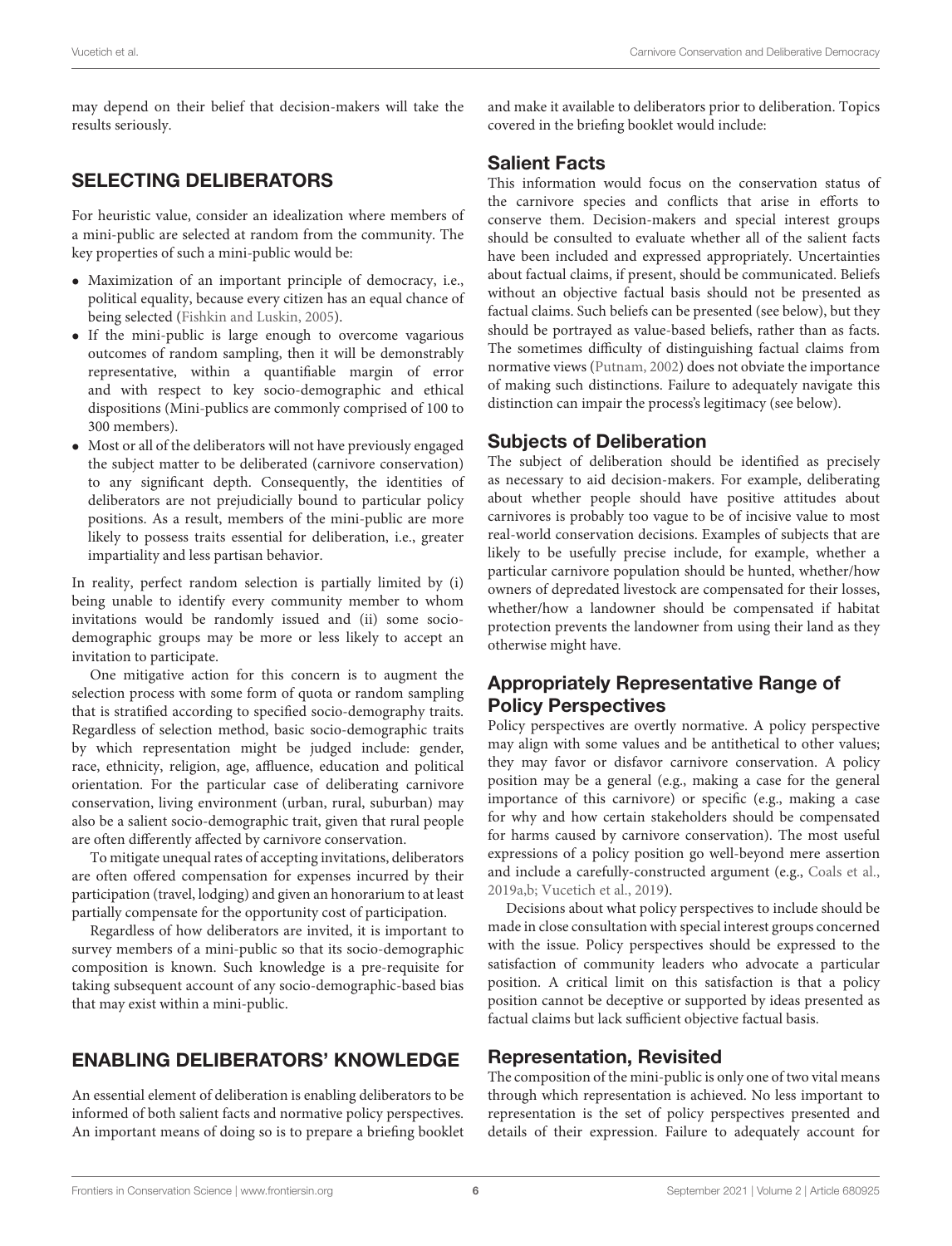may depend on their belief that decision-makers will take the results seriously.

## SELECTING DELIBERATORS

For heuristic value, consider an idealization where members of a mini-public are selected at random from the community. The key properties of such a mini-public would be:

- Maximization of an important principle of democracy, i.e., political equality, because every citizen has an equal chance of being selected (Fishkin and Luskin, 2005).
- If the mini-public is large enough to overcome vagarious outcomes of random sampling, then it will be demonstrably representative, within a quantifiable margin of error and with respect to key socio-demographic and ethical dispositions (Mini-publics are commonly comprised of 100 to 300 members).
- Most or all of the deliberators will not have previously engaged the subject matter to be deliberated (carnivore conservation) to any significant depth. Consequently, the identities of deliberators are not prejudicially bound to particular policy positions. As a result, members of the mini-public are more likely to possess traits essential for deliberation, i.e., greater impartiality and less partisan behavior.

In reality, perfect random selection is partially limited by (i) being unable to identify every community member to whom invitations would be randomly issued and (ii) some socio-demographic groups may be more or less likely to accept an invitation to participate.

One mitigative action for this concern is to augment the selection process with some form of quota or random sampling that is stratified according to specified socio-demography traits. Regardless of selection method, basic socio-demographic traits by which representation might be judged include: gender, race, ethnicity, religion, age, affluence, education and political orientation. For the particular case of deliberating carnivore conservation, living environment (urban, rural, suburban) may also be a salient socio-demographic trait, given that rural people are often differently affected by carnivore conservation.

To mitigate unequal rates of accepting invitations, deliberators are often offered compensation for expenses incurred by their participation (travel, lodging) and given an honorarium to at least partially compensate for the opportunity cost of participation.

Regardless of how deliberators are invited, it is important to survey members of a mini-public so that its socio-demographic composition is known. Such knowledge is a pre-requisite for taking subsequent account of any socio-demographic-based bias that may exist within a mini-public.

## ENABLING DELIBERATORS' KNOWLEDGE

An essential element of deliberation is enabling deliberators to be informed of both salient facts and normative policy perspectives. An important means of doing so is to prepare a briefing booklet and make it available to deliberators prior to deliberation. Topics covered in the briefing booklet would include:

### Salient Facts

This information would focus on the conservation status of the carnivore species and conflicts that arise in efforts to conserve them. Decision-makers and special interest groups should be consulted to evaluate whether all of the salient facts have been included and expressed appropriately. Uncertainties about factual claims, if present, should be communicated. Beliefs without an objective factual basis should not be presented as factual claims. Such beliefs can be presented (see below), but they should be portrayed as value-based beliefs, rather than as facts. The sometimes difficulty of distinguishing factual claims from normative views (Putnam, 2002) does not obviate the importance of making such distinctions. Failure to adequately navigate this distinction can impair the process's legitimacy (see below).

### Subjects of Deliberation

The subject of deliberation should be identified as precisely as necessary to aid decision-makers. For example, deliberating about whether people should have positive attitudes about carnivores is probably too vague to be of incisive value to most real-world conservation decisions. Examples of subjects that are likely to be usefully precise include, for example, whether a particular carnivore population should be hunted, whether/how owners of depredated livestock are compensated for their losses, whether/how a landowner should be compensated if habitat protection prevents the landowner from using their land as they otherwise might have.

### Appropriately Representative Range of Policy Perspectives

Policy perspectives are overtly normative. A policy perspective may align with some values and be antithetical to other values; they may favor or disfavor carnivore conservation. A policy position may be a general (e.g., making a case for the general importance of this carnivore) or specific (e.g., making a case for why and how certain stakeholders should be compensated for harms caused by carnivore conservation). The most useful expressions of a policy position go well-beyond mere assertion and include a carefully-constructed argument (e.g., Coals et al., 2019a,b; Vucetich et al., 2019).

Decisions about what policy perspectives to include should be made in close consultation with special interest groups concerned with the issue. Policy perspectives should be expressed to the satisfaction of community leaders who advocate a particular position. A critical limit on this satisfaction is that a policy position cannot be deceptive or supported by ideas presented as factual claims but lack sufficient objective factual basis.

### Representation, Revisited

The composition of the mini-public is only one of two vital means through which representation is achieved. No less important to representation is the set of policy perspectives presented and details of their expression. Failure to adequately account for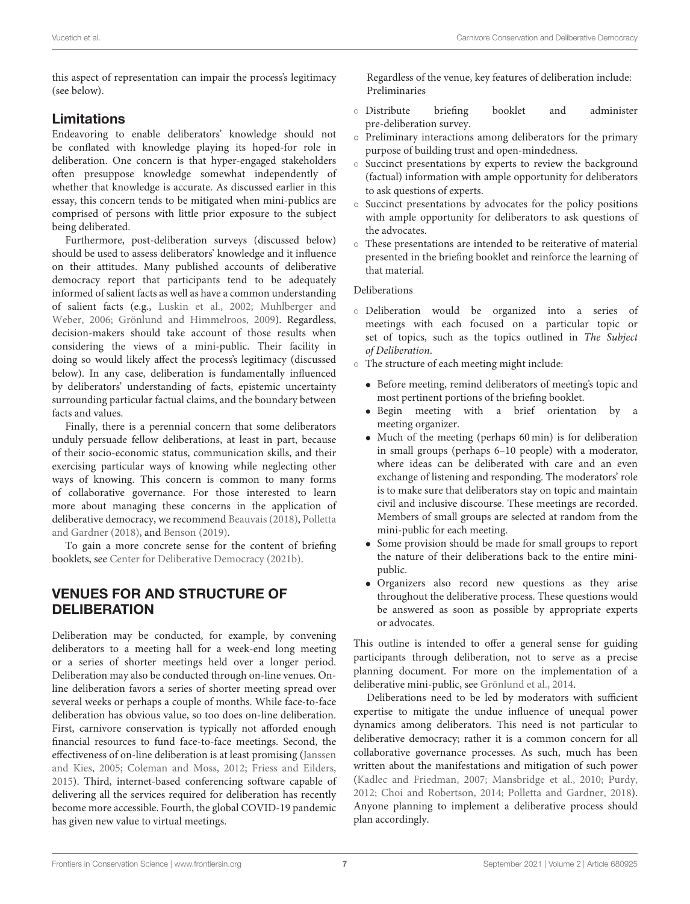this aspect of representation can impair the process's legitimacy (see below).

## Limitations

Endeavoring to enable deliberators' knowledge should not be conflated with knowledge playing its hoped-for role in deliberation. One concern is that hyper-engaged stakeholders often presuppose knowledge somewhat independently of whether that knowledge is accurate. As discussed earlier in this essay, this concern tends to be mitigated when mini-publics are comprised of persons with little prior exposure to the subject being deliberated.

Furthermore, post-deliberation surveys (discussed below) should be used to assess deliberators' knowledge and it influence on their attitudes. Many published accounts of deliberative democracy report that participants tend to be adequately informed of salient facts as well as have a common understanding of salient facts (e.g., Luskin et al., 2002; Muhlberger and Weber, 2006; Grönlund and Himmelroos, 2009). Regardless, decision-makers should take account of those results when considering the views of a mini-public. Their facility in doing so would likely affect the process's legitimacy (discussed below). In any case, deliberation is fundamentally influenced by deliberators' understanding of facts, epistemic uncertainty surrounding particular factual claims, and the boundary between facts and values.

Finally, there is a perennial concern that some deliberators unduly persuade fellow deliberations, at least in part, because of their socio-economic status, communication skills, and their exercising particular ways of knowing while neglecting other ways of knowing. This concern is common to many forms of collaborative governance. For those interested to learn more about managing these concerns in the application of deliberative democracy, we recommend Beauvais (2018), Polletta and Gardner (2018), and Benson (2019).

To gain a more concrete sense for the content of briefing booklets, see Center for Deliberative Democracy (2021b).

# VENUES FOR AND STRUCTURE OF DELIBERATION

Deliberation may be conducted, for example, by convening deliberators to a meeting hall for a week-end long meeting or a series of shorter meetings held over a longer period. Deliberation may also be conducted through on-line venues. On-line deliberation favors a series of shorter meeting spread over several weeks or perhaps a couple of months. While face-to-face deliberation has obvious value, so too does on-line deliberation. First, carnivore conservation is typically not afforded enough financial resources to fund face-to-face meetings. Second, the effectiveness of on-line deliberation is at least promising (Janssen and Kies, 2005; Coleman and Moss, 2012; Friess and Eilders, 2015). Third, internet-based conferencing software capable of delivering all the services required for deliberation has recently become more accessible. Fourth, the global COVID-19 pandemic has given new value to virtual meetings.

Regardless of the venue, key features of deliberation include:

Preliminaries

- Distribute briefing booklet and administer pre-deliberation survey.
- Preliminary interactions among deliberators for the primary purpose of building trust and open-mindedness.
- Succinct presentations by experts to review the background (factual) information with ample opportunity for deliberators to ask questions of experts.
- Succinct presentations by advocates for the policy positions with ample opportunity for deliberators to ask questions of the advocates.
- These presentations are intended to be reiterative of material presented in the briefing booklet and reinforce the learning of that material.

Deliberations

- Deliberation would be organized into a series of meetings with each focused on a particular topic or set of topics, such as the topics outlined in *The Subject of Deliberation*.
- The structure of each meeting might include:
  - Before meeting, remind deliberators of meeting's topic and most pertinent portions of the briefing booklet.
  - Begin meeting with a brief orientation by a meeting organizer.
  - Much of the meeting (perhaps 60 min) is for deliberation in small groups (perhaps 6–10 people) with a moderator, where ideas can be deliberated with care and an even exchange of listening and responding. The moderators' role is to make sure that deliberators stay on topic and maintain civil and inclusive discourse. These meetings are recorded. Members of small groups are selected at random from the mini-public for each meeting.
  - Some provision should be made for small groups to report the nature of their deliberations back to the entire mini-public.
  - Organizers also record new questions as they arise throughout the deliberative process. These questions would be answered as soon as possible by appropriate experts or advocates.

This outline is intended to offer a general sense for guiding participants through deliberation, not to serve as a precise planning document. For more on the implementation of a deliberative mini-public, see Grönlund et al., 2014.

Deliberations need to be led by moderators with sufficient expertise to mitigate the undue influence of unequal power dynamics among deliberators. This need is not particular to deliberative democracy; rather it is a common concern for all collaborative governance processes. As such, much has been written about the manifestations and mitigation of such power (Kadlec and Friedman, 2007; Mansbridge et al., 2010; Purdy, 2012; Choi and Robertson, 2014; Polletta and Gardner, 2018). Anyone planning to implement a deliberative process should plan accordingly.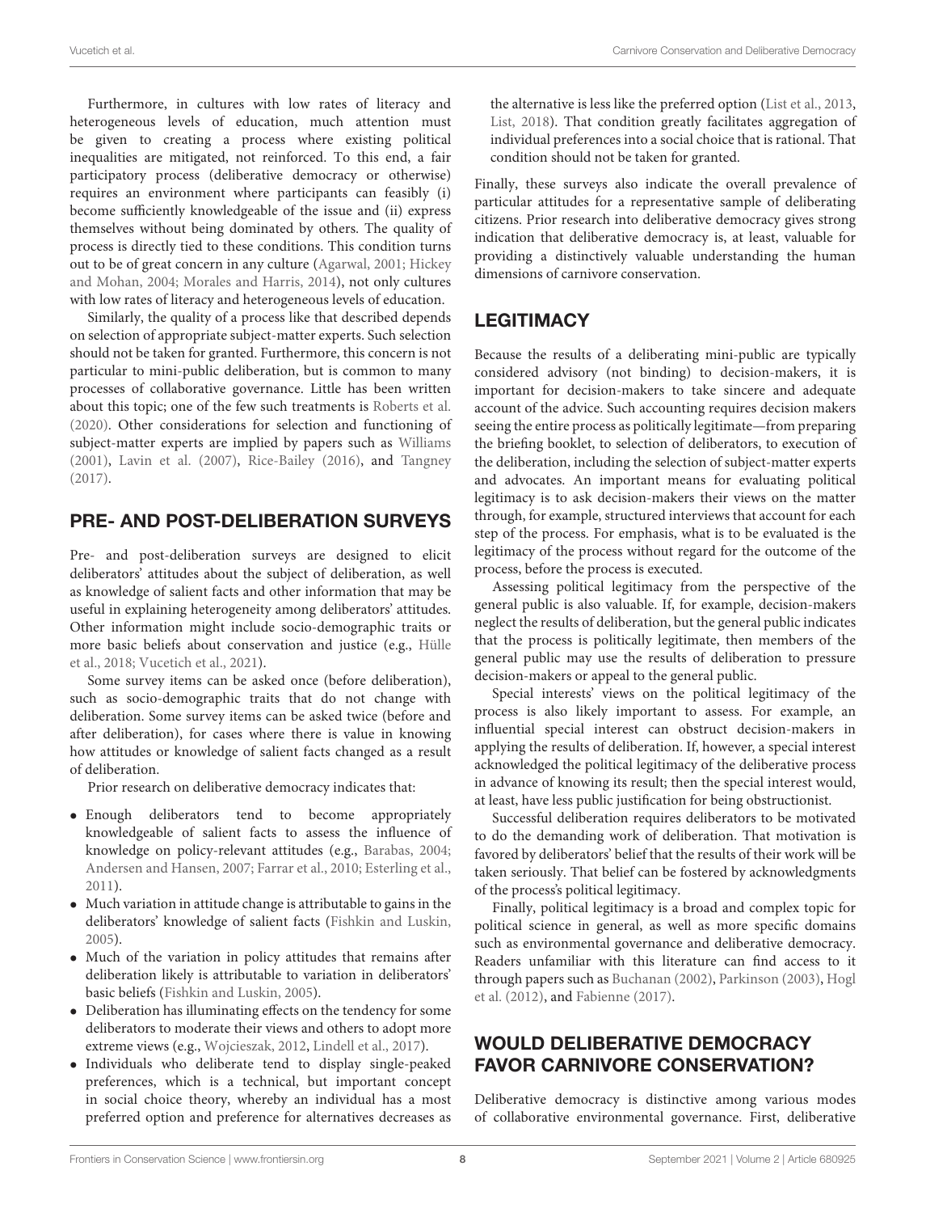Furthermore, in cultures with low rates of literacy and heterogeneous levels of education, much attention must be given to creating a process where existing political inequalities are mitigated, not reinforced. To this end, a fair participatory process (deliberative democracy or otherwise) requires an environment where participants can feasibly (i) become sufficiently knowledgeable of the issue and (ii) express themselves without being dominated by others. The quality of process is directly tied to these conditions. This condition turns out to be of great concern in any culture (Agarwal, 2001; Hickey and Mohan, 2004; Morales and Harris, 2014), not only cultures with low rates of literacy and heterogeneous levels of education.

Similarly, the quality of a process like that described depends on selection of appropriate subject-matter experts. Such selection should not be taken for granted. Furthermore, this concern is not particular to mini-public deliberation, but is common to many processes of collaborative governance. Little has been written about this topic; one of the few such treatments is Roberts et al. (2020). Other considerations for selection and functioning of subject-matter experts are implied by papers such as Williams (2001), Lavin et al. (2007), Rice-Bailey (2016), and Tangney (2017).

## PRE- AND POST-DELIBERATION SURVEYS

Pre- and post-deliberation surveys are designed to elicit deliberators' attitudes about the subject of deliberation, as well as knowledge of salient facts and other information that may be useful in explaining heterogeneity among deliberators' attitudes. Other information might include socio-demographic traits or more basic beliefs about conservation and justice (e.g., Hülle et al., 2018; Vucetich et al., 2021).

Some survey items can be asked once (before deliberation), such as socio-demographic traits that do not change with deliberation. Some survey items can be asked twice (before and after deliberation), for cases where there is value in knowing how attitudes or knowledge of salient facts changed as a result of deliberation.

Prior research on deliberative democracy indicates that:

- Enough deliberators tend to become appropriately knowledgeable of salient facts to assess the influence of knowledge on policy-relevant attitudes (e.g., Barabas, 2004; Andersen and Hansen, 2007; Farrar et al., 2010; Esterling et al., 2011).
- Much variation in attitude change is attributable to gains in the deliberators' knowledge of salient facts (Fishkin and Luskin, 2005).
- Much of the variation in policy attitudes that remains after deliberation likely is attributable to variation in deliberators' basic beliefs (Fishkin and Luskin, 2005).
- Deliberation has illuminating effects on the tendency for some deliberators to moderate their views and others to adopt more extreme views (e.g., Wojcieszak, 2012, Lindell et al., 2017).
- Individuals who deliberate tend to display single-peaked preferences, which is a technical, but important concept in social choice theory, whereby an individual has a most preferred option and preference for alternatives decreases as the alternative is less like the preferred option (List et al., 2013, List, 2018). That condition greatly facilitates aggregation of individual preferences into a social choice that is rational. That condition should not be taken for granted.

Finally, these surveys also indicate the overall prevalence of particular attitudes for a representative sample of deliberating citizens. Prior research into deliberative democracy gives strong indication that deliberative democracy is, at least, valuable for providing a distinctively valuable understanding the human dimensions of carnivore conservation.

## LEGITIMACY

Because the results of a deliberating mini-public are typically considered advisory (not binding) to decision-makers, it is important for decision-makers to take sincere and adequate account of the advice. Such accounting requires decision makers seeing the entire process as politically legitimate—from preparing the briefing booklet, to selection of deliberators, to execution of the deliberation, including the selection of subject-matter experts and advocates. An important means for evaluating political legitimacy is to ask decision-makers their views on the matter through, for example, structured interviews that account for each step of the process. For emphasis, what is to be evaluated is the legitimacy of the process without regard for the outcome of the process, before the process is executed.

Assessing political legitimacy from the perspective of the general public is also valuable. If, for example, decision-makers neglect the results of deliberation, but the general public indicates that the process is politically legitimate, then members of the general public may use the results of deliberation to pressure decision-makers or appeal to the general public.

Special interests' views on the political legitimacy of the process is also likely important to assess. For example, an influential special interest can obstruct decision-makers in applying the results of deliberation. If, however, a special interest acknowledged the political legitimacy of the deliberative process in advance of knowing its result; then the special interest would, at least, have less public justification for being obstructionist.

Successful deliberation requires deliberators to be motivated to do the demanding work of deliberation. That motivation is favored by deliberators' belief that the results of their work will be taken seriously. That belief can be fostered by acknowledgments of the process's political legitimacy.

Finally, political legitimacy is a broad and complex topic for political science in general, as well as more specific domains such as environmental governance and deliberative democracy. Readers unfamiliar with this literature can find access to it through papers such as Buchanan (2002), Parkinson (2003), Hogl et al. (2012), and Fabienne (2017).

## WOULD DELIBERATIVE DEMOCRACY FAVOR CARNIVORE CONSERVATION?

Deliberative democracy is distinctive among various modes of collaborative environmental governance. First, deliberative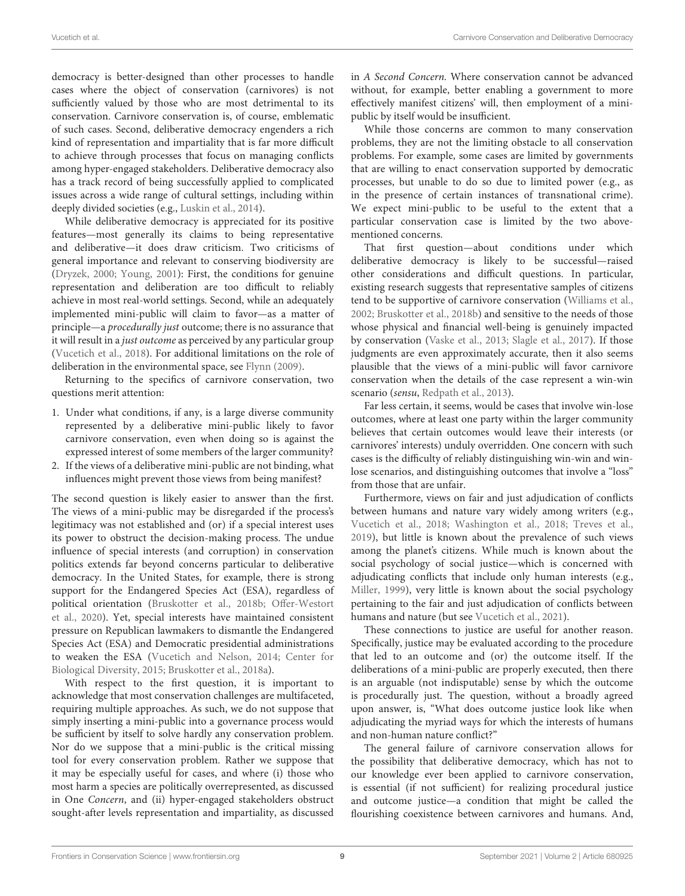democracy is better-designed than other processes to handle cases where the object of conservation (carnivores) is not sufficiently valued by those who are most detrimental to its conservation. Carnivore conservation is, of course, emblematic of such cases. Second, deliberative democracy engenders a rich kind of representation and impartiality that is far more difficult to achieve through processes that focus on managing conflicts among hyper-engaged stakeholders. Deliberative democracy also has a track record of being successfully applied to complicated issues across a wide range of cultural settings, including within deeply divided societies (e.g., Luskin et al., 2014).

While deliberative democracy is appreciated for its positive features—most generally its claims to being representative and deliberative—it does draw criticism. Two criticisms of general importance and relevant to conserving biodiversity are (Dryzek, 2000; Young, 2001): First, the conditions for genuine representation and deliberation are too difficult to reliably achieve in most real-world settings. Second, while an adequately implemented mini-public will claim to favor—as a matter of principle—a *procedurally just* outcome; there is no assurance that it will result in a *just outcome* as perceived by any particular group (Vucetich et al., 2018). For additional limitations on the role of deliberation in the environmental space, see Flynn (2009).

Returning to the specifics of carnivore conservation, two questions merit attention:

1. Under what conditions, if any, is a large diverse community represented by a deliberative mini-public likely to favor carnivore conservation, even when doing so is against the expressed interest of some members of the larger community?
2. If the views of a deliberative mini-public are not binding, what influences might prevent those views from being manifest?

The second question is likely easier to answer than the first. The views of a mini-public may be disregarded if the process's legitimacy was not established and (or) if a special interest uses its power to obstruct the decision-making process. The undue influence of special interests (and corruption) in conservation politics extends far beyond concerns particular to deliberative democracy. In the United States, for example, there is strong support for the Endangered Species Act (ESA), regardless of political orientation (Bruskotter et al., 2018b; Offer-Westort et al., 2020). Yet, special interests have maintained consistent pressure on Republican lawmakers to dismantle the Endangered Species Act (ESA) and Democratic presidential administrations to weaken the ESA (Vucetich and Nelson, 2014; Center for Biological Diversity, 2015; Bruskotter et al., 2018a).

With respect to the first question, it is important to acknowledge that most conservation challenges are multifaceted, requiring multiple approaches. As such, we do not suppose that simply inserting a mini-public into a governance process would be sufficient by itself to solve hardly any conservation problem. Nor do we suppose that a mini-public is the critical missing tool for every conservation problem. Rather we suppose that it may be especially useful for cases, and where (i) those who most harm a species are politically overrepresented, as discussed in One *Concern*, and (ii) hyper-engaged stakeholders obstruct sought-after levels representation and impartiality, as discussed in *A Second Concern*. Where conservation cannot be advanced without, for example, better enabling a government to more effectively manifest citizens' will, then employment of a mini-public by itself would be insufficient.

While those concerns are common to many conservation problems, they are not the limiting obstacle to all conservation problems. For example, some cases are limited by governments that are willing to enact conservation supported by democratic processes, but unable to do so due to limited power (e.g., as in the presence of certain instances of transnational crime). We expect mini-public to be useful to the extent that a particular conservation case is limited by the two above-mentioned concerns.

That first question—about conditions under which deliberative democracy is likely to be successful—raised other considerations and difficult questions. In particular, existing research suggests that representative samples of citizens tend to be supportive of carnivore conservation (Williams et al., 2002; Bruskotter et al., 2018b) and sensitive to the needs of those whose physical and financial well-being is genuinely impacted by conservation (Vaske et al., 2013; Slagle et al., 2017). If those judgments are even approximately accurate, then it also seems plausible that the views of a mini-public will favor carnivore conservation when the details of the case represent a win-win scenario (*sensu*, Redpath et al., 2013).

Far less certain, it seems, would be cases that involve win-lose outcomes, where at least one party within the larger community believes that certain outcomes would leave their interests (or carnivores' interests) unduly overridden. One concern with such cases is the difficulty of reliably distinguishing win-win and win-lose scenarios, and distinguishing outcomes that involve a "loss" from those that are unfair.

Furthermore, views on fair and just adjudication of conflicts between humans and nature vary widely among writers (e.g., Vucetich et al., 2018; Washington et al., 2018; Treves et al., 2019), but little is known about the prevalence of such views among the planet's citizens. While much is known about the social psychology of social justice—which is concerned with adjudicating conflicts that include only human interests (e.g., Miller, 1999), very little is known about the social psychology pertaining to the fair and just adjudication of conflicts between humans and nature (but see Vucetich et al., 2021).

These connections to justice are useful for another reason. Specifically, justice may be evaluated according to the procedure that led to an outcome and (or) the outcome itself. If the deliberations of a mini-public are properly executed, then there is an arguable (not indisputable) sense by which the outcome is procedurally just. The question, without a broadly agreed upon answer, is, "What does outcome justice look like when adjudicating the myriad ways for which the interests of humans and non-human nature conflict?"

The general failure of carnivore conservation allows for the possibility that deliberative democracy, which has not to our knowledge ever been applied to carnivore conservation, is essential (if not sufficient) for realizing procedural justice and outcome justice—a condition that might be called the flourishing coexistence between carnivores and humans. And,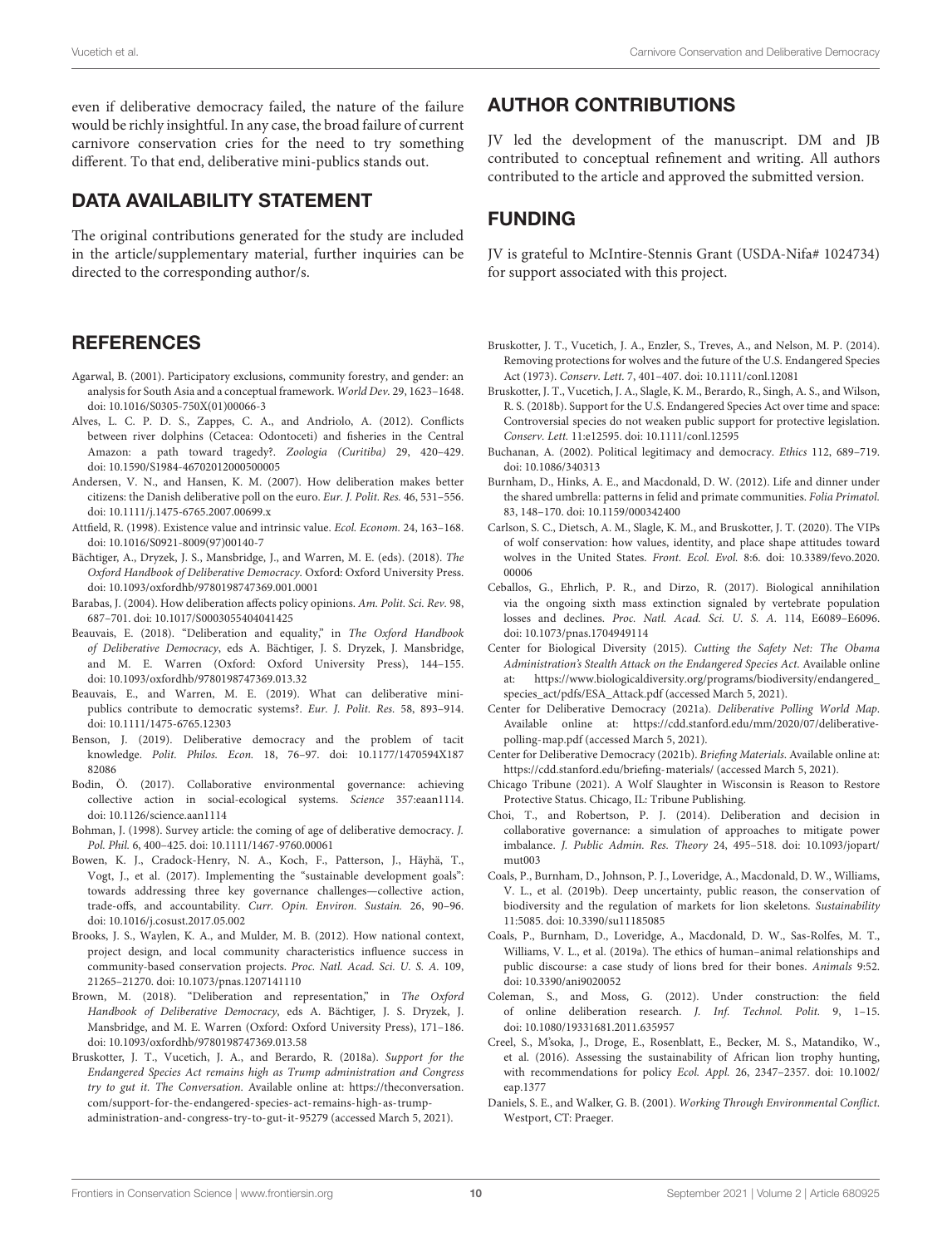even if deliberative democracy failed, the nature of the failure would be richly insightful. In any case, the broad failure of current carnivore conservation cries for the need to try something different. To that end, deliberative mini-publics stands out.

## DATA AVAILABILITY STATEMENT

The original contributions generated for the study are included in the article/supplementary material, further inquiries can be directed to the corresponding author/s.

## AUTHOR CONTRIBUTIONS

JV led the development of the manuscript. DM and JB contributed to conceptual refinement and writing. All authors contributed to the article and approved the submitted version.

## FUNDING

JV is grateful to McIntire-Stennis Grant (USDA-Nifa# 1024734) for support associated with this project.

## REFERENCES

Agarwal, B. (2001). Participatory exclusions, community forestry, and gender: an analysis for South Asia and a conceptual framework. *World Dev.* 29, 1623–1648. doi: 10.1016/S0305-750X(01)00066-3

Alves, L. C. P. D. S., Zappes, C. A., and Andriolo, A. (2012). Conflicts between river dolphins (Cetacea: Odontoceti) and fisheries in the Central Amazon: a path toward tragedy?. *Zoologia (Curitiba)* 29, 420–429. doi: 10.1590/S1984-46702012000500005

Andersen, V. N., and Hansen, K. M. (2007). How deliberation makes better citizens: the Danish deliberative poll on the euro. *Eur. J. Polit. Res.* 46, 531–556. doi: 10.1111/j.1475-6765.2007.00699.x

Attfield, R. (1998). Existence value and intrinsic value. *Ecol. Econom.* 24, 163–168. doi: 10.1016/S0921-8009(97)00140-7

Bächtiger, A., Dryzek, J. S., Mansbridge, J., and Warren, M. E. (eds). (2018). *The Oxford Handbook of Deliberative Democracy*. Oxford: Oxford University Press. doi: 10.1093/oxfordhb/9780198747369.001.0001

Barabas, J. (2004). How deliberation affects policy opinions. *Am. Polit. Sci. Rev.* 98, 687–701. doi: 10.1017/S0003055404041425

Beauvais, E. (2018). "Deliberation and equality," in *The Oxford Handbook of Deliberative Democracy*, eds A. Bächtiger, J. S. Dryzek, J. Mansbridge, and M. E. Warren (Oxford: Oxford University Press), 144–155. doi: 10.1093/oxfordhb/9780198747369.013.32

Beauvais, E., and Warren, M. E. (2019). What can deliberative mini-publics contribute to democratic systems?. *Eur. J. Polit. Res.* 58, 893–914. doi: 10.1111/1475-6765.12303

Benson, J. (2019). Deliberative democracy and the problem of tacit knowledge. *Polit. Philos. Econ.* 18, 76–97. doi: 10.1177/1470594X18782086

Bodin, Ö. (2017). Collaborative environmental governance: achieving collective action in social-ecological systems. *Science* 357:eaan1114. doi: 10.1126/science.aan1114

Bohman, J. (1998). Survey article: the coming of age of deliberative democracy. *J. Pol. Phil.* 6, 400–425. doi: 10.1111/1467-9760.00061

Bowen, K. J., Cradock-Henry, N. A., Koch, F., Patterson, J., Häyhä, T., Vogt, J., et al. (2017). Implementing the "sustainable development goals": towards addressing three key governance challenges—collective action, trade-offs, and accountability. *Curr. Opin. Environ. Sustain.* 26, 90–96. doi: 10.1016/j.cosust.2017.05.002

Brooks, J. S., Waylen, K. A., and Mulder, M. B. (2012). How national context, project design, and local community characteristics influence success in community-based conservation projects. *Proc. Natl. Acad. Sci. U. S. A.* 109, 21265–21270. doi: 10.1073/pnas.1207141110

Brown, M. (2018). "Deliberation and representation," in *The Oxford Handbook of Deliberative Democracy*, eds A. Bächtiger, J. S. Dryzek, J. Mansbridge, and M. E. Warren (Oxford: Oxford University Press), 171–186. doi: 10.1093/oxfordhb/9780198747369.013.58

Bruskotter, J. T., Vucetich, J. A., and Berardo, R. (2018a). *Support for the Endangered Species Act remains high as Trump administration and Congress try to gut it. The Conversation*. Available online at: https://theconversation.com/support-for-the-endangered-species-act-remains-high-as-trump-administration-and-congress-try-to-gut-it-95279 (accessed March 5, 2021).

Bruskotter, J. T., Vucetich, J. A., Enzler, S., Treves, A., and Nelson, M. P. (2014). Removing protections for wolves and the future of the U.S. Endangered Species Act (1973). *Conserv. Lett.* 7, 401–407. doi: 10.1111/conl.12081

Bruskotter, J. T., Vucetich, J. A., Slagle, K. M., Berardo, R., Singh, A. S., and Wilson, R. S. (2018b). Support for the U.S. Endangered Species Act over time and space: Controversial species do not weaken public support for protective legislation. *Conserv. Lett.* 11:e12595. doi: 10.1111/conl.12595

Buchanan, A. (2002). Political legitimacy and democracy. *Ethics* 112, 689–719. doi: 10.1086/340313

Burnham, D., Hinks, A. E., and Macdonald, D. W. (2012). Life and dinner under the shared umbrella: patterns in felid and primate communities. *Folia Primatol.* 83, 148–170. doi: 10.1159/000342400

Carlson, S. C., Dietsch, A. M., Slagle, K. M., and Bruskotter, J. T. (2020). The VIPs of wolf conservation: how values, identity, and place shape attitudes toward wolves in the United States. *Front. Ecol. Evol.* 8:6. doi: 10.3389/fevo.2020.00006

Ceballos, G., Ehrlich, P. R., and Dirzo, R. (2017). Biological annihilation via the ongoing sixth mass extinction signaled by vertebrate population losses and declines. *Proc. Natl. Acad. Sci. U. S. A.* 114, E6089–E6096. doi: 10.1073/pnas.1704949114

Center for Biological Diversity (2015). *Cutting the Safety Net: The Obama Administration's Stealth Attack on the Endangered Species Act*. Available online at: https://www.biologicaldiversity.org/programs/biodiversity/endangered_species_act/pdfs/ESA_Attack.pdf (accessed March 5, 2021).

Center for Deliberative Democracy (2021a). *Deliberative Polling World Map*. Available online at: https://cdd.stanford.edu/mm/2020/07/deliberative-polling-map.pdf (accessed March 5, 2021).

Center for Deliberative Democracy (2021b). *Briefing Materials*. Available online at: https://cdd.stanford.edu/briefing-materials/ (accessed March 5, 2021).

Chicago Tribune (2021). A Wolf Slaughter in Wisconsin is Reason to Restore Protective Status. Chicago, IL: Tribune Publishing.

Choi, T., and Robertson, P. J. (2014). Deliberation and decision in collaborative governance: a simulation of approaches to mitigate power imbalance. *J. Public Admin. Res. Theory* 24, 495–518. doi: 10.1093/jopart/mut003

Coals, P., Burnham, D., Johnson, P. J., Loveridge, A., Macdonald, D. W., Williams, V. L., et al. (2019b). Deep uncertainty, public reason, the conservation of biodiversity and the regulation of markets for lion skeletons. *Sustainability* 11:5085. doi: 10.3390/su11185085

Coals, P., Burnham, D., Loveridge, A., Macdonald, D. W., Sas-Rolfes, M. T., Williams, V. L., et al. (2019a). The ethics of human–animal relationships and public discourse: a case study of lions bred for their bones. *Animals* 9:52. doi: 10.3390/ani9020052

Coleman, S., and Moss, G. (2012). Under construction: the field of online deliberation research. *J. Inf. Technol. Polit.* 9, 1–15. doi: 10.1080/19331681.2011.635957

Creel, S., M'soka, J., Droge, E., Rosenblatt, E., Becker, M. S., Matandiko, W., et al. (2016). Assessing the sustainability of African lion trophy hunting, with recommendations for policy *Ecol. Appl.* 26, 2347–2357. doi: 10.1002/eap.1377

Daniels, S. E., and Walker, G. B. (2001). *Working Through Environmental Conflict*. Westport, CT: Praeger.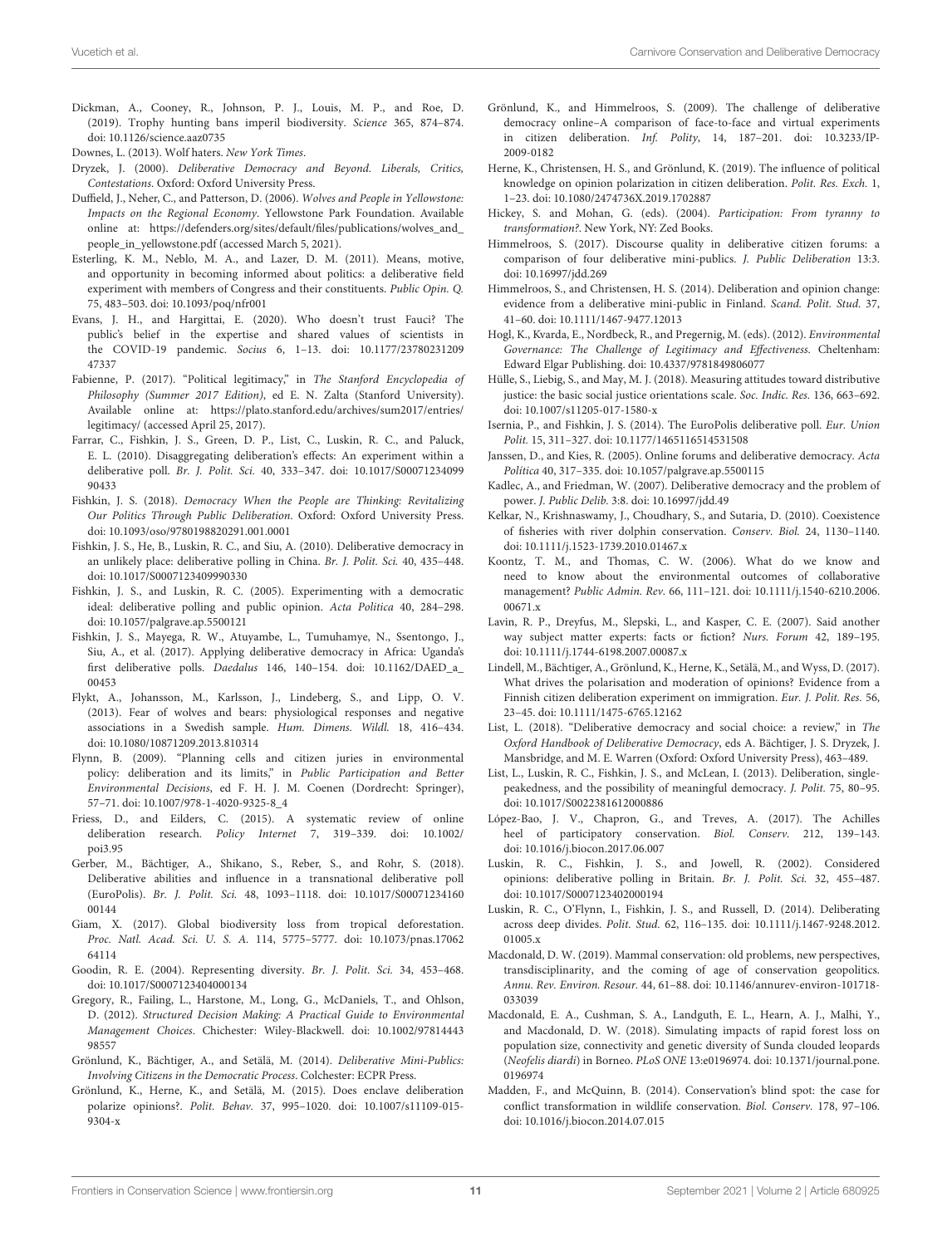Dickman, A., Cooney, R., Johnson, P. J., Louis, M. P., and Roe, D. (2019). Trophy hunting bans imperil biodiversity. *Science* 365, 874–874. doi: 10.1126/science.aaz0735

Downes, L. (2013). Wolf haters. *New York Times*.

Dryzek, J. (2000). *Deliberative Democracy and Beyond. Liberals, Critics, Contestations*. Oxford: Oxford University Press.

Duffield, J., Neher, C., and Patterson, D. (2006). *Wolves and People in Yellowstone: Impacts on the Regional Economy*. Yellowstone Park Foundation. Available online at: https://defenders.org/sites/default/files/publications/wolves_and_people_in_yellowstone.pdf (accessed March 5, 2021).

Esterling, K. M., Neblo, M. A., and Lazer, D. M. (2011). Means, motive, and opportunity in becoming informed about politics: a deliberative field experiment with members of Congress and their constituents. *Public Opin. Q.* 75, 483–503. doi: 10.1093/poq/nfr001

Evans, J. H., and Hargittai, E. (2020). Who doesn't trust Fauci? The public's belief in the expertise and shared values of scientists in the COVID-19 pandemic. *Socius* 6, 1–13. doi: 10.1177/2378023120947337

Fabienne, P. (2017). "Political legitimacy," in *The Stanford Encyclopedia of Philosophy (Summer 2017 Edition)*, ed E. N. Zalta (Stanford University). Available online at: https://plato.stanford.edu/archives/sum2017/entries/legitimacy/ (accessed April 25, 2017).

Farrar, C., Fishkin, J. S., Green, D. P., List, C., Luskin, R. C., and Paluck, E. L. (2010). Disaggregating deliberation's effects: An experiment within a deliberative poll. *Br. J. Polit. Sci.* 40, 333–347. doi: 10.1017/S0007123409990433

Fishkin, J. S. (2018). *Democracy When the People are Thinking: Revitalizing Our Politics Through Public Deliberation*. Oxford: Oxford University Press. doi: 10.1093/oso/9780198820291.001.0001

Fishkin, J. S., He, B., Luskin, R. C., and Siu, A. (2010). Deliberative democracy in an unlikely place: deliberative polling in China. *Br. J. Polit. Sci.* 40, 435–448. doi: 10.1017/S0007123409990330

Fishkin, J. S., and Luskin, R. C. (2005). Experimenting with a democratic ideal: deliberative polling and public opinion. *Acta Politica* 40, 284–298. doi: 10.1057/palgrave.ap.5500121

Fishkin, J. S., Mayega, R. W., Atuyambe, L., Tumuhamye, N., Ssentongo, J., Siu, A., et al. (2017). Applying deliberative democracy in Africa: Uganda's first deliberative polls. *Daedalus* 146, 140–154. doi: 10.1162/DAED_a_00453

Flykt, A., Johansson, M., Karlsson, J., Lindeberg, S., and Lipp, O. V. (2013). Fear of wolves and bears: physiological responses and negative associations in a Swedish sample. *Hum. Dimens. Wildl.* 18, 416–434. doi: 10.1080/10871209.2013.810314

Flynn, B. (2009). "Planning cells and citizen juries in environmental policy: deliberation and its limits," in *Public Participation and Better Environmental Decisions*, ed F. H. J. M. Coenen (Dordrecht: Springer), 57–71. doi: 10.1007/978-1-4020-9325-8_4

Friess, D., and Eilders, C. (2015). A systematic review of online deliberation research. *Policy Internet* 7, 319–339. doi: 10.1002/poi3.95

Gerber, M., Bächtiger, A., Shikano, S., Reber, S., and Rohr, S. (2018). Deliberative abilities and influence in a transnational deliberative poll (EuroPolis). *Br. J. Polit. Sci.* 48, 1093–1118. doi: 10.1017/S0007123416000144

Giam, X. (2017). Global biodiversity loss from tropical deforestation. *Proc. Natl. Acad. Sci. U. S. A.* 114, 5775–5777. doi: 10.1073/pnas.1706264114

Goodin, R. E. (2004). Representing diversity. *Br. J. Polit. Sci.* 34, 453–468. doi: 10.1017/S0007123404000134

Gregory, R., Failing, L., Harstone, M., Long, G., McDaniels, T., and Ohlson, D. (2012). *Structured Decision Making: A Practical Guide to Environmental Management Choices*. Chichester: Wiley-Blackwell. doi: 10.1002/9781444398557

Grönlund, K., Bächtiger, A., and Setälä, M. (2014). *Deliberative Mini-Publics: Involving Citizens in the Democratic Process*. Colchester: ECPR Press.

Grönlund, K., Herne, K., and Setälä, M. (2015). Does enclave deliberation polarize opinions?. *Polit. Behav.* 37, 995–1020. doi: 10.1007/s11109-015-9304-x

Grönlund, K., and Himmelroos, S. (2009). The challenge of deliberative democracy online–A comparison of face-to-face and virtual experiments in citizen deliberation. *Inf. Polity*, 14, 187–201. doi: 10.3233/IP-2009-0182

Herne, K., Christensen, H. S., and Grönlund, K. (2019). The influence of political knowledge on opinion polarization in citizen deliberation. *Polit. Res. Exch.* 1, 1–23. doi: 10.1080/2474736X.2019.1702887

Hickey, S. and Mohan, G. (eds). (2004). *Participation: From tyranny to transformation?*. New York, NY: Zed Books.

Himmelroos, S. (2017). Discourse quality in deliberative citizen forums: a comparison of four deliberative mini-publics. *J. Public Deliberation* 13:3. doi: 10.16997/jdd.269

Himmelroos, S., and Christensen, H. S. (2014). Deliberation and opinion change: evidence from a deliberative mini-public in Finland. *Scand. Polit. Stud.* 37, 41–60. doi: 10.1111/1467-9477.12013

Hogl, K., Kvarda, E., Nordbeck, R., and Pregernig, M. (eds). (2012). *Environmental Governance: The Challenge of Legitimacy and Effectiveness*. Cheltenham: Edward Elgar Publishing. doi: 10.4337/9781849806077

Hülle, S., Liebig, S., and May, M. J. (2018). Measuring attitudes toward distributive justice: the basic social justice orientations scale. *Soc. Indic. Res.* 136, 663–692. doi: 10.1007/s11205-017-1580-x

Isernia, P., and Fishkin, J. S. (2014). The EuroPolis deliberative poll. *Eur. Union Polit.* 15, 311–327. doi: 10.1177/1465116514531508

Janssen, D., and Kies, R. (2005). Online forums and deliberative democracy. *Acta Política* 40, 317–335. doi: 10.1057/palgrave.ap.5500115

Kadlec, A., and Friedman, W. (2007). Deliberative democracy and the problem of power. *J. Public Delib.* 3:8. doi: 10.16997/jdd.49

Kelkar, N., Krishnaswamy, J., Choudhary, S., and Sutaria, D. (2010). Coexistence of fisheries with river dolphin conservation. *Conserv. Biol.* 24, 1130–1140. doi: 10.1111/j.1523-1739.2010.01467.x

Koontz, T. M., and Thomas, C. W. (2006). What do we know and need to know about the environmental outcomes of collaborative management? *Public Admin. Rev.* 66, 111–121. doi: 10.1111/j.1540-6210.2006.00671.x

Lavin, R. P., Dreyfus, M., Slepski, L., and Kasper, C. E. (2007). Said another way subject matter experts: facts or fiction? *Nurs. Forum* 42, 189–195. doi: 10.1111/j.1744-6198.2007.00087.x

Lindell, M., Bächtiger, A., Grönlund, K., Herne, K., Setälä, M., and Wyss, D. (2017). What drives the polarisation and moderation of opinions? Evidence from a Finnish citizen deliberation experiment on immigration. *Eur. J. Polit. Res.* 56, 23–45. doi: 10.1111/1475-6765.12162

List, L. (2018). "Deliberative democracy and social choice: a review," in *The Oxford Handbook of Deliberative Democracy*, eds A. Bächtiger, J. S. Dryzek, J. Mansbridge, and M. E. Warren (Oxford: Oxford University Press), 463–489.

List, L., Luskin, R. C., Fishkin, J. S., and McLean, I. (2013). Deliberation, single-peakedness, and the possibility of meaningful democracy. *J. Polit.* 75, 80–95. doi: 10.1017/S0022381612000886

López-Bao, J. V., Chapron, G., and Treves, A. (2017). The Achilles heel of participatory conservation. *Biol. Conserv.* 212, 139–143. doi: 10.1016/j.biocon.2017.06.007

Luskin, R. C., Fishkin, J. S., and Jowell, R. (2002). Considered opinions: deliberative polling in Britain. *Br. J. Polit. Sci.* 32, 455–487. doi: 10.1017/S0007123402000194

Luskin, R. C., O'Flynn, I., Fishkin, J. S., and Russell, D. (2014). Deliberating across deep divides. *Polit. Stud.* 62, 116–135. doi: 10.1111/j.1467-9248.2012.01005.x

Macdonald, D. W. (2019). Mammal conservation: old problems, new perspectives, transdisciplinarity, and the coming of age of conservation geopolitics. *Annu. Rev. Environ. Resour.* 44, 61–88. doi: 10.1146/annurev-environ-101718-033039

Macdonald, E. A., Cushman, S. A., Landguth, E. L., Hearn, A. J., Malhi, Y., and Macdonald, D. W. (2018). Simulating impacts of rapid forest loss on population size, connectivity and genetic diversity of Sunda clouded leopards (*Neofelis diardi*) in Borneo. *PLoS ONE* 13:e0196974. doi: 10.1371/journal.pone.0196974

Madden, F., and McQuinn, B. (2014). Conservation's blind spot: the case for conflict transformation in wildlife conservation. *Biol. Conserv.* 178, 97–106. doi: 10.1016/j.biocon.2014.07.015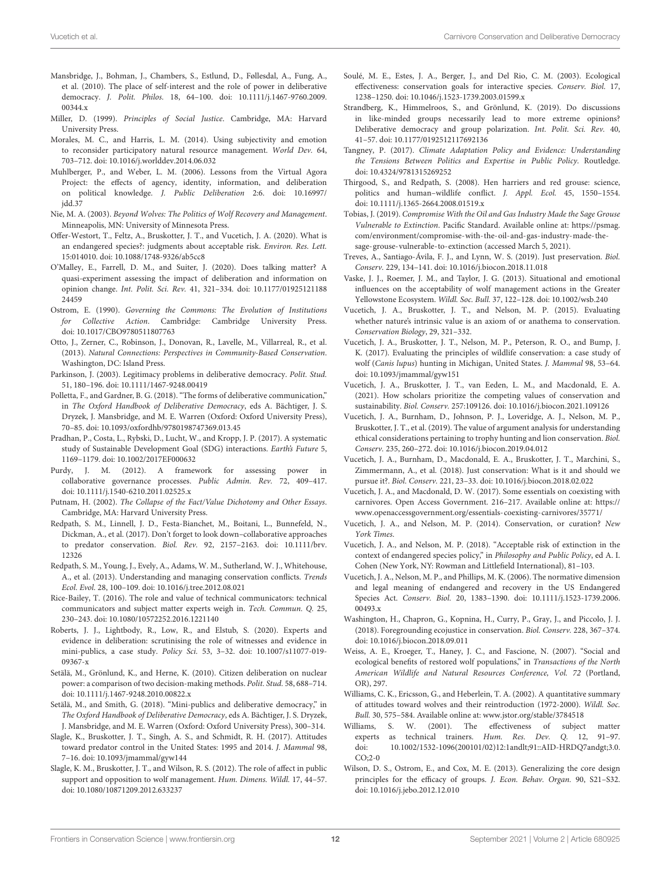Mansbridge, J., Bohman, J., Chambers, S., Estlund, D., Føllesdal, A., Fung, A., et al. (2010). The place of self-interest and the role of power in deliberative democracy. *J. Polit. Philos.* 18, 64–100. doi: 10.1111/j.1467-9760.2009.00344.x

Miller, D. (1999). *Principles of Social Justice*. Cambridge, MA: Harvard University Press.

Morales, M. C., and Harris, L. M. (2014). Using subjectivity and emotion to reconsider participatory natural resource management. *World Dev.* 64, 703–712. doi: 10.1016/j.worlddev.2014.06.032

Muhlberger, P., and Weber, L. M. (2006). Lessons from the Virtual Agora Project: the effects of agency, identity, information, and deliberation on political knowledge. *J. Public Deliberation* 2:6. doi: 10.16997/jdd.37

Nie, M. A. (2003). *Beyond Wolves: The Politics of Wolf Recovery and Management*. Minneapolis, MN: University of Minnesota Press.

Offer-Westort, T., Feltz, A., Bruskotter, J. T., and Vucetich, J. A. (2020). What is an endangered species?: judgments about acceptable risk. *Environ. Res. Lett.* 15:014010. doi: 10.1088/1748-9326/ab5cc8

O'Malley, E., Farrell, D. M., and Suiter, J. (2020). Does talking matter? A quasi-experiment assessing the impact of deliberation and information on opinion change. *Int. Polit. Sci. Rev.* 41, 321–334. doi: 10.1177/0192512118824459

Ostrom, E. (1990). *Governing the Commons: The Evolution of Institutions for Collective Action*. Cambridge: Cambridge University Press. doi: 10.1017/CBO9780511807763

Otto, J., Zerner, C., Robinson, J., Donovan, R., Lavelle, M., Villarreal, R., et al. (2013). *Natural Connections: Perspectives in Community-Based Conservation*. Washington, DC: Island Press.

Parkinson, J. (2003). Legitimacy problems in deliberative democracy. *Polit. Stud.* 51, 180–196. doi: 10.1111/1467-9248.00419

Polletta, F., and Gardner, B. G. (2018). "The forms of deliberative communication," in *The Oxford Handbook of Deliberative Democracy*, eds A. Bächtiger, J. S. Dryzek, J. Mansbridge, and M. E. Warren (Oxford: Oxford University Press), 70–85. doi: 10.1093/oxfordhb/9780198747369.013.45

Pradhan, P., Costa, L., Rybski, D., Lucht, W., and Kropp, J. P. (2017). A systematic study of Sustainable Development Goal (SDG) interactions. *Earth's Future* 5, 1169–1179. doi: 10.1002/2017EF000632

Purdy, J. M. (2012). A framework for assessing power in collaborative governance processes. *Public Admin. Rev.* 72, 409–417. doi: 10.1111/j.1540-6210.2011.02525.x

Putnam, H. (2002). *The Collapse of the Fact/Value Dichotomy and Other Essays*. Cambridge, MA: Harvard University Press.

Redpath, S. M., Linnell, J. D., Festa-Bianchet, M., Boitani, L., Bunnefeld, N., Dickman, A., et al. (2017). Don't forget to look down–collaborative approaches to predator conservation. *Biol. Rev.* 92, 2157–2163. doi: 10.1111/brv.12326

Redpath, S. M., Young, J., Evely, A., Adams, W. M., Sutherland, W. J., Whitehouse, A., et al. (2013). Understanding and managing conservation conflicts. *Trends Ecol. Evol.* 28, 100–109. doi: 10.1016/j.tree.2012.08.021

Rice-Bailey, T. (2016). The role and value of technical communicators: technical communicators and subject matter experts weigh in. *Tech. Commun. Q.* 25, 230–243. doi: 10.1080/10572252.2016.1221140

Roberts, J. J., Lightbody, R., Low, R., and Elstub, S. (2020). Experts and evidence in deliberation: scrutinising the role of witnesses and evidence in mini-publics, a case study. *Policy Sci.* 53, 3–32. doi: 10.1007/s11077-019-09367-x

Setälä, M., Grönlund, K., and Herne, K. (2010). Citizen deliberation on nuclear power: a comparison of two decision-making methods. *Polit. Stud.* 58, 688–714. doi: 10.1111/j.1467-9248.2010.00822.x

Setälä, M., and Smith, G. (2018). "Mini-publics and deliberative democracy," in *The Oxford Handbook of Deliberative Democracy*, eds A. Bächtiger, J. S. Dryzek, J. Mansbridge, and M. E. Warren (Oxford: Oxford University Press), 300–314.

Slagle, K., Bruskotter, J. T., Singh, A. S., and Schmidt, R. H. (2017). Attitudes toward predator control in the United States: 1995 and 2014. *J. Mammal* 98, 7–16. doi: 10.1093/jmammal/gyw144

Slagle, K. M., Bruskotter, J. T., and Wilson, R. S. (2012). The role of affect in public support and opposition to wolf management. *Hum. Dimens. Wildl.* 17, 44–57. doi: 10.1080/10871209.2012.633237

Soulé, M. E., Estes, J. A., Berger, J., and Del Rio, C. M. (2003). Ecological effectiveness: conservation goals for interactive species. *Conserv. Biol.* 17, 1238–1250. doi: 10.1046/j.1523-1739.2003.01599.x

Strandberg, K., Himmelroos, S., and Grönlund, K. (2019). Do discussions in like-minded groups necessarily lead to more extreme opinions? Deliberative democracy and group polarization. *Int. Polit. Sci. Rev.* 40, 41–57. doi: 10.1177/0192512117692136

Tangney, P. (2017). *Climate Adaptation Policy and Evidence: Understanding the Tensions Between Politics and Expertise in Public Policy*. Routledge. doi: 10.4324/9781315269252

Thirgood, S., and Redpath, S. (2008). Hen harriers and red grouse: science, politics and human–wildlife conflict. *J. Appl. Ecol.* 45, 1550–1554. doi: 10.1111/j.1365-2664.2008.01519.x

Tobias, J. (2019). *Compromise With the Oil and Gas Industry Made the Sage Grouse Vulnerable to Extinction*. Pacific Standard. Available online at: https://psmag.com/environment/compromise-with-the-oil-and-gas-industry-made-the-sage-grouse-vulnerable-to-extinction (accessed March 5, 2021).

Treves, A., Santiago-Ávila, F. J., and Lynn, W. S. (2019). Just preservation. *Biol. Conserv.* 229, 134–141. doi: 10.1016/j.biocon.2018.11.018

Vaske, J. J., Roemer, J. M., and Taylor, J. G. (2013). Situational and emotional influences on the acceptability of wolf management actions in the Greater Yellowstone Ecosystem. *Wildl. Soc. Bull.* 37, 122–128. doi: 10.1002/wsb.240

Vucetich, J. A., Bruskotter, J. T., and Nelson, M. P. (2015). Evaluating whether nature's intrinsic value is an axiom of or anathema to conservation. *Conservation Biology*, 29, 321–332.

Vucetich, J. A., Bruskotter, J. T., Nelson, M. P., Peterson, R. O., and Bump, J. K. (2017). Evaluating the principles of wildlife conservation: a case study of wolf (*Canis lupus*) hunting in Michigan, United States. *J. Mammal* 98, 53–64. doi: 10.1093/jmammal/gyw151

Vucetich, J. A., Bruskotter, J. T., van Eeden, L. M., and Macdonald, E. A. (2021). How scholars prioritize the competing values of conservation and sustainability. *Biol. Conserv.* 257:109126. doi: 10.1016/j.biocon.2021.109126

Vucetich, J. A., Burnham, D., Johnson, P. J., Loveridge, A. J., Nelson, M. P., Bruskotter, J. T., et al. (2019). The value of argument analysis for understanding ethical considerations pertaining to trophy hunting and lion conservation. *Biol. Conserv.* 235, 260–272. doi: 10.1016/j.biocon.2019.04.012

Vucetich, J. A., Burnham, D., Macdonald, E. A., Bruskotter, J. T., Marchini, S., Zimmermann, A., et al. (2018). Just conservation: What is it and should we pursue it?. *Biol. Conserv.* 221, 23–33. doi: 10.1016/j.biocon.2018.02.022

Vucetich, J. A., and Macdonald, D. W. (2017). Some essentials on coexisting with carnivores. Open Access Government. 216–217. Available online at: https://www.openaccessgovernment.org/essentials-coexisting-carnivores/35771/

Vucetich, J. A., and Nelson, M. P. (2014). Conservation, or curation? *New York Times*.

Vucetich, J. A., and Nelson, M. P. (2018). "Acceptable risk of extinction in the context of endangered species policy," in *Philosophy and Public Policy*, ed A. I. Cohen (New York, NY: Rowman and Littlefield International), 81–103.

Vucetich, J. A., Nelson, M. P., and Phillips, M. K. (2006). The normative dimension and legal meaning of endangered and recovery in the US Endangered Species Act. *Conserv. Biol.* 20, 1383–1390. doi: 10.1111/j.1523-1739.2006.00493.x

Washington, H., Chapron, G., Kopnina, H., Curry, P., Gray, J., and Piccolo, J. J. (2018). Foregrounding ecojustice in conservation. *Biol. Conserv.* 228, 367–374. doi: 10.1016/j.biocon.2018.09.011

Weiss, A. E., Kroeger, T., Haney, J. C., and Fascione, N. (2007). "Social and ecological benefits of restored wolf populations," in *Transactions of the North American Wildlife and Natural Resources Conference, Vol. 72* (Portland, OR), 297.

Williams, C. K., Ericsson, G., and Heberlein, T. A. (2002). A quantitative summary of attitudes toward wolves and their reintroduction (1972-2000). *Wildl. Soc. Bull.* 30, 575–584. Available online at: www.jstor.org/stable/3784518

Williams, S. W. (2001). The effectiveness of subject matter experts as technical trainers. *Hum. Res. Dev. Q.* 12, 91–97. doi: 10.1002/1532-1096(200101/02)12:1andlt;91::AID-HRDQ7andgt;3.0.CO;2-0

Wilson, D. S., Ostrom, E., and Cox, M. E. (2013). Generalizing the core design principles for the efficacy of groups. *J. Econ. Behav. Organ.* 90, S21–S32. doi: 10.1016/j.jebo.2012.12.010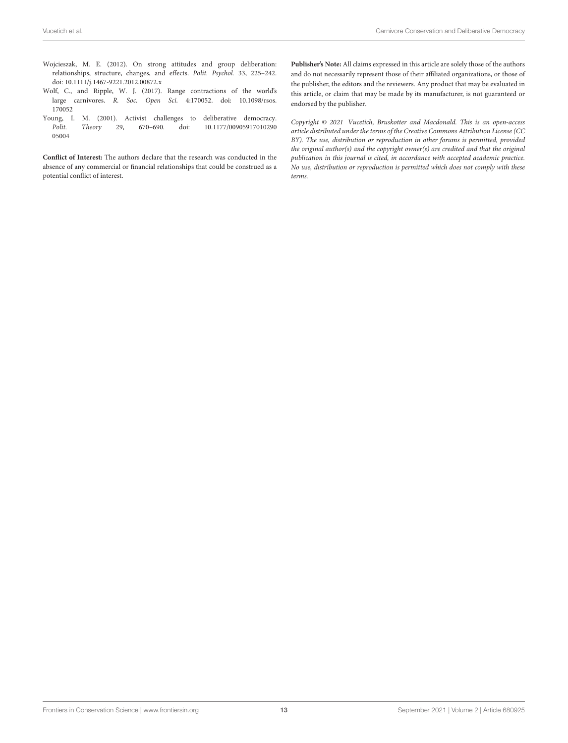Wojcieszak, M. E. (2012). On strong attitudes and group deliberation: relationships, structure, changes, and effects. *Polit. Psychol.* 33, 225–242. doi: 10.1111/j.1467-9221.2012.00872.x

Wolf, C., and Ripple, W. J. (2017). Range contractions of the world's large carnivores. *R. Soc. Open Sci.* 4:170052. doi: 10.1098/rsos.170052

Young, I. M. (2001). Activist challenges to deliberative democracy. *Polit. Theory* 29, 670–690. doi: 10.1177/0090591701029005004

**Conflict of Interest:** The authors declare that the research was conducted in the absence of any commercial or financial relationships that could be construed as a potential conflict of interest.

**Publisher's Note:** All claims expressed in this article are solely those of the authors and do not necessarily represent those of their affiliated organizations, or those of the publisher, the editors and the reviewers. Any product that may be evaluated in this article, or claim that may be made by its manufacturer, is not guaranteed or endorsed by the publisher.

*Copyright © 2021 Vucetich, Bruskotter and Macdonald. This is an open-access article distributed under the terms of the Creative Commons Attribution License (CC BY). The use, distribution or reproduction in other forums is permitted, provided the original author(s) and the copyright owner(s) are credited and that the original publication in this journal is cited, in accordance with accepted academic practice. No use, distribution or reproduction is permitted which does not comply with these terms.*